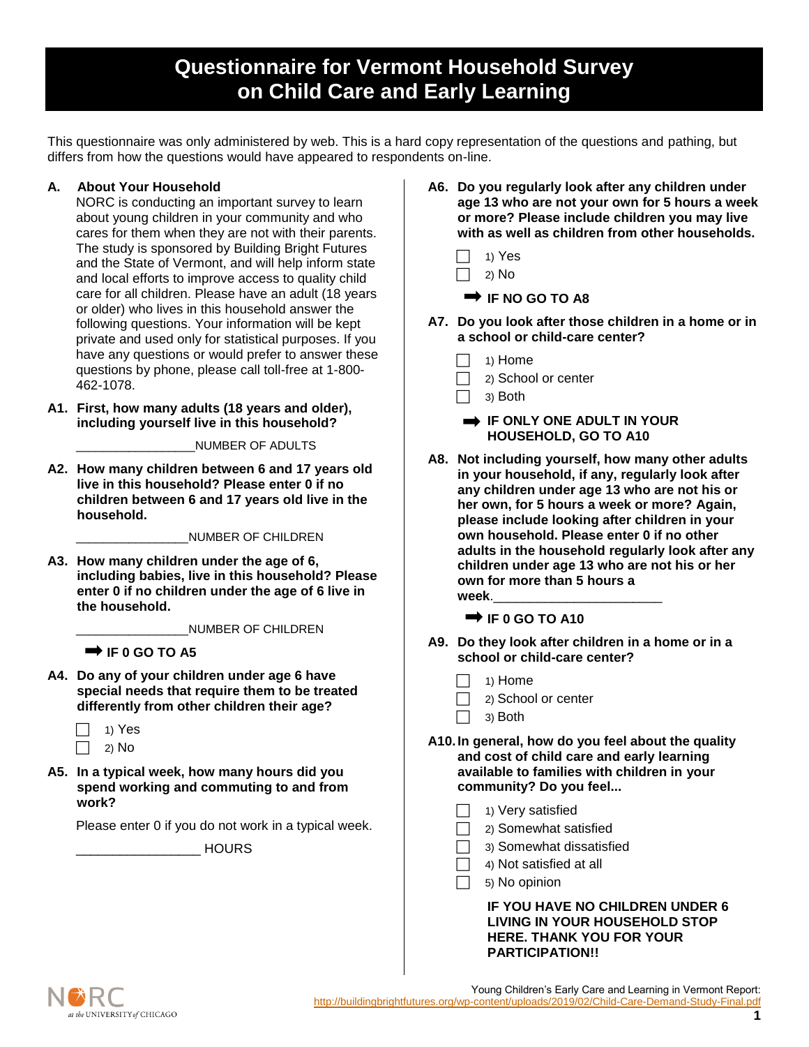# Questionnaire for Vermont Household Survey on Child Care and Early Learning

This questionnaire was only administered by web. This is a hard copy representation of the questions and pathing, but differs from how the questions would have appeared to respondents on-line.

## A. About Your Household

NORC is conducting an important survey to learn about young children in your community and who cares for them when they are not with their parents. The study is sponsored by Building Bright Futures and the State of Vermont, and will help inform state and local efforts to improve access to quality child care for all children. Please have an adult (18 years or older) who lives in this household answer the following questions. Your information will be kept private and used only for statistical purposes. If you have any questions or would prefer to answer these questions by phone, please call toll-free at 1-800-462-1078.

**A1. First, how many adults (18 years and older), including yourself live in this household?**

_________________NUMBER OF ADULTS

**A2. How many children between 6 and 17 years old live in this household? Please enter 0 if no children between 6 and 17 years old live in the household.**

________________NUMBER OF CHILDREN

**A3. How many children under the age of 6, including babies, live in this household? Please enter 0 if no children under the age of 6 live in the household.**

________________NUMBER OF CHILDREN

➡ **IF 0 GO TO A5**

**A4. Do any of your children under age 6 have special needs that require them to be treated differently from other children their age?**

- ☐ 1) Yes
- ☐ 2) No

**A5. In a typical week, how many hours did you spend working and commuting to and from work?**

Please enter 0 if you do not work in a typical week.

_________________ HOURS

**A6. Do you regularly look after any children under age 13 who are not your own for 5 hours a week or more? Please include children you may live with as well as children from other households.**

- ☐ 1) Yes
- ☐ 2) No

➡ **IF NO GO TO A8**

**A7. Do you look after those children in a home or in a school or child-care center?**

- ☐ 1) Home
- ☐ 2) School or center
- ☐ 3) Both

➡ **IF ONLY ONE ADULT IN YOUR HOUSEHOLD, GO TO A10**

**A8. Not including yourself, how many other adults in your household, if any, regularly look after any children under age 13 who are not his or her own, for 5 hours a week or more? Again, please include looking after children in your own household. Please enter 0 if no other adults in the household regularly look after any children under age 13 who are not his or her own for more than 5 hours a week.**_______________________

➡ **IF 0 GO TO A10**

**A9. Do they look after children in a home or in a school or child-care center?**

- ☐ 1) Home
- ☐ 2) School or center
- ☐ 3) Both

**A10. In general, how do you feel about the quality and cost of child care and early learning available to families with children in your community? Do you feel...**

- ☐ 1) Very satisfied
- ☐ 2) Somewhat satisfied
- ☐ 3) Somewhat dissatisfied
- ☐ 4) Not satisfied at all
- ☐ 5) No opinion

**IF YOU HAVE NO CHILDREN UNDER 6 LIVING IN YOUR HOUSEHOLD STOP HERE. THANK YOU FOR YOUR PARTICIPATION!!**

Young Children's Early Care and Learning in Vermont Report: http://buildingbrightfutures.org/wp-content/uploads/2019/02/Child-Care-Demand-Study-Final.pdf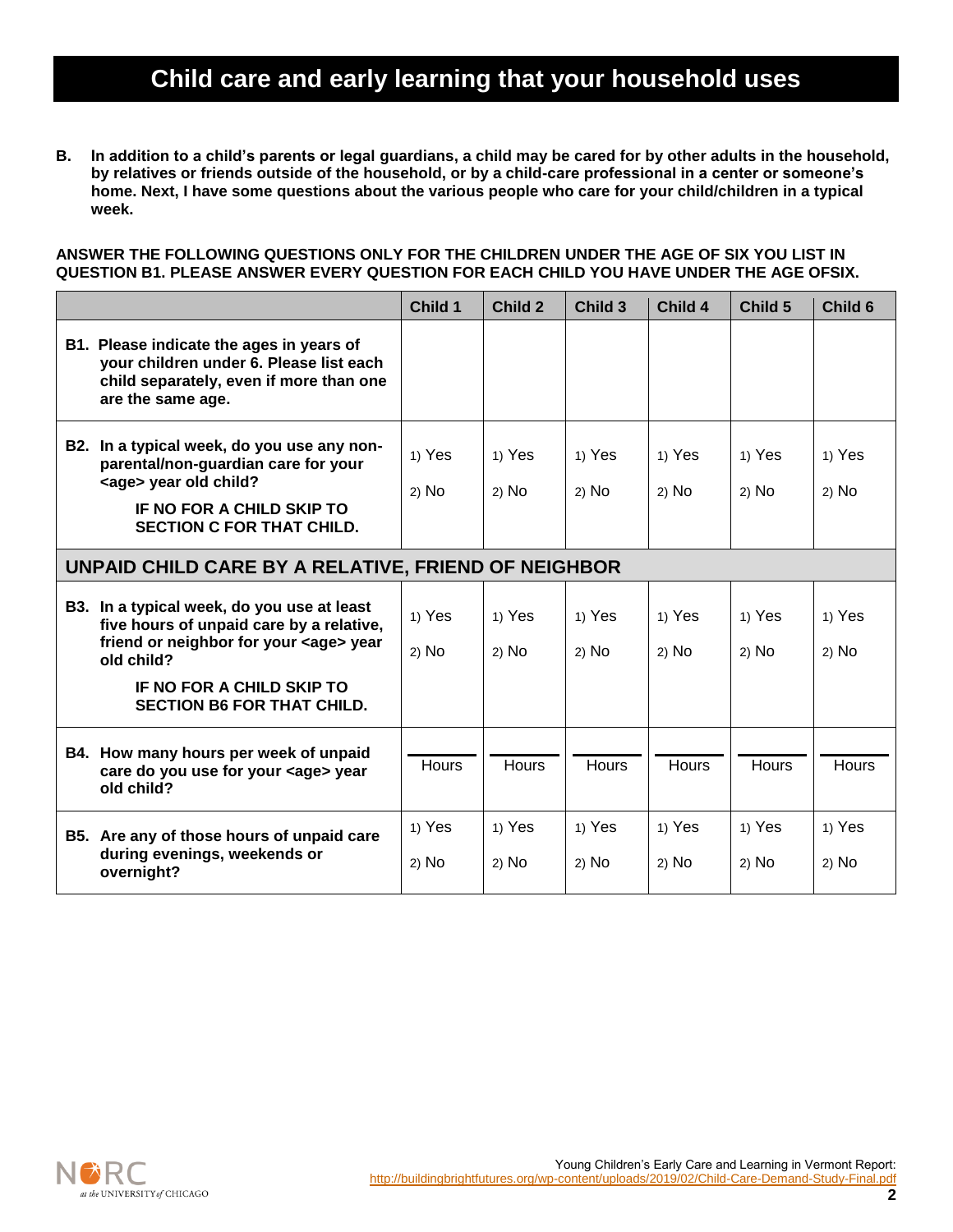# Child care and early learning that your household uses

**B. In addition to a child's parents or legal guardians, a child may be cared for by other adults in the household, by relatives or friends outside of the household, or by a child-care professional in a center or someone's home. Next, I have some questions about the various people who care for your child/children in a typical week.**

**ANSWER THE FOLLOWING QUESTIONS ONLY FOR THE CHILDREN UNDER THE AGE OF SIX YOU LIST IN QUESTION B1. PLEASE ANSWER EVERY QUESTION FOR EACH CHILD YOU HAVE UNDER THE AGE OFSIX.**

| | Child 1 | Child 2 | Child 3 | Child 4 | Child 5 | Child 6 |
|---|---|---|---|---|---|---|
| **B1. Please indicate the ages in years of your children under 6. Please list each child separately, even if more than one are the same age.** | | | | | | |
| **B2. In a typical week, do you use any non-parental/non-guardian care for your <age> year old child?** **IF NO FOR A CHILD SKIP TO SECTION C FOR THAT CHILD.** | 1) Yes 2) No | 1) Yes 2) No | 1) Yes 2) No | 1) Yes 2) No | 1) Yes 2) No | 1) Yes 2) No |
| **UNPAID CHILD CARE BY A RELATIVE, FRIEND OF NEIGHBOR** | | | | | | |
| **B3. In a typical week, do you use at least five hours of unpaid care by a relative, friend or neighbor for your <age> year old child?** **IF NO FOR A CHILD SKIP TO SECTION B6 FOR THAT CHILD.** | 1) Yes 2) No | 1) Yes 2) No | 1) Yes 2) No | 1) Yes 2) No | 1) Yes 2) No | 1) Yes 2) No |
| **B4. How many hours per week of unpaid care do you use for your <age> year old child?** | ______ Hours | ______ Hours | ______ Hours | ______ Hours | ______ Hours | ______ Hours |
| **B5. Are any of those hours of unpaid care during evenings, weekends or overnight?** | 1) Yes 2) No | 1) Yes 2) No | 1) Yes 2) No | 1) Yes 2) No | 1) Yes 2) No | 1) Yes 2) No |

Young Children's Early Care and Learning in Vermont Report: http://buildingbrightfutures.org/wp-content/uploads/2019/02/Child-Care-Demand-Study-Final.pdf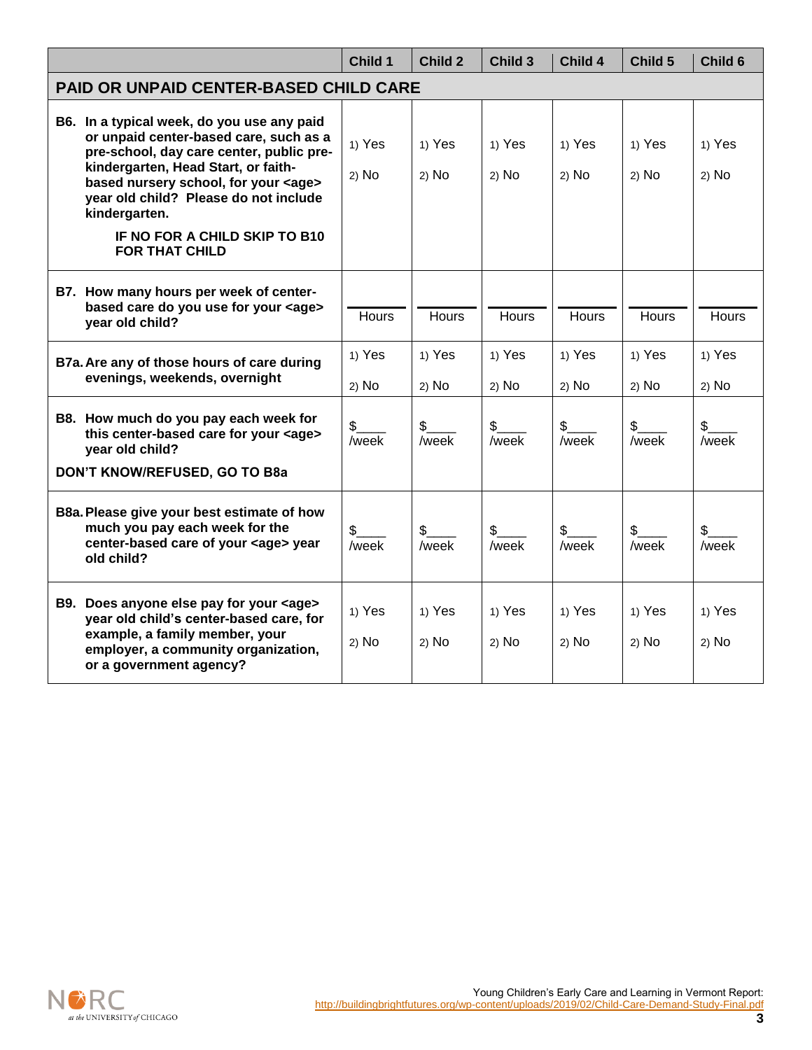| | Child 1 | Child 2 | Child 3 | Child 4 | Child 5 | Child 6 |
|---|---|---|---|---|---|---|
| **PAID OR UNPAID CENTER-BASED CHILD CARE** | | | | | | |
| **B6. In a typical week, do you use any paid or unpaid center-based care, such as a pre-school, day care center, public pre-kindergarten, Head Start, or faith-based nursery school, for your <age> year old child? Please do not include kindergarten.**<br><br>**IF NO FOR A CHILD SKIP TO B10 FOR THAT CHILD** | 1) Yes<br>2) No | 1) Yes<br>2) No | 1) Yes<br>2) No | 1) Yes<br>2) No | 1) Yes<br>2) No | 1) Yes<br>2) No |
| **B7. How many hours per week of center-based care do you use for your <age> year old child?** | ____ Hours | ____ Hours | ____ Hours | ____ Hours | ____ Hours | ____ Hours |
| **B7a. Are any of those hours of care during evenings, weekends, overnight** | 1) Yes<br>2) No | 1) Yes<br>2) No | 1) Yes<br>2) No | 1) Yes<br>2) No | 1) Yes<br>2) No | 1) Yes<br>2) No |
| **B8. How much do you pay each week for this center-based care for your <age> year old child?**<br><br>**DON'T KNOW/REFUSED, GO TO B8a** | $____ /week | $____ /week | $____ /week | $____ /week | $____ /week | $____ /week |
| **B8a. Please give your best estimate of how much you pay each week for the center-based care of your <age> year old child?** | $____ /week | $____ /week | $____ /week | $____ /week | $____ /week | $____ /week |
| **B9. Does anyone else pay for your <age> year old child's center-based care, for example, a family member, your employer, a community organization, or a government agency?** | 1) Yes<br>2) No | 1) Yes<br>2) No | 1) Yes<br>2) No | 1) Yes<br>2) No | 1) Yes<br>2) No | 1) Yes<br>2) No |

Young Children's Early Care and Learning in Vermont Report: http://buildingbrightfutures.org/wp-content/uploads/2019/02/Child-Care-Demand-Study-Final.pdf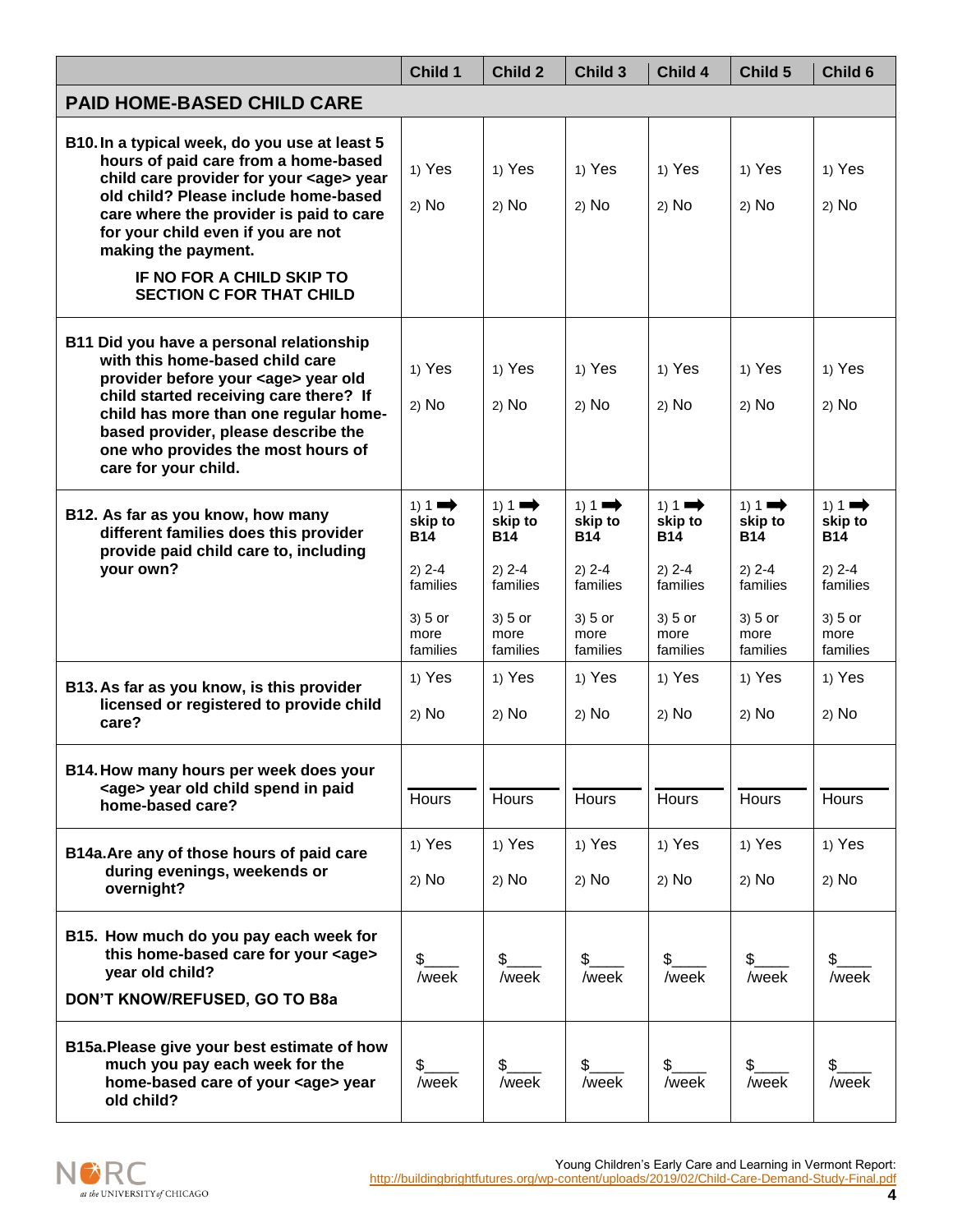| | Child 1 | Child 2 | Child 3 | Child 4 | Child 5 | Child 6 |
|---|---|---|---|---|---|---|
| **PAID HOME-BASED CHILD CARE** | | | | | | |
| **B10. In a typical week, do you use at least 5 hours of paid care from a home-based child care provider for your <age> year old child? Please include home-based care where the provider is paid to care for your child even if you are not making the payment.** <br><br> **IF NO FOR A CHILD SKIP TO SECTION C FOR THAT CHILD** | 1) Yes <br> 2) No | 1) Yes <br> 2) No | 1) Yes <br> 2) No | 1) Yes <br> 2) No | 1) Yes <br> 2) No | 1) Yes <br> 2) No |
| **B11 Did you have a personal relationship with this home-based child care provider before your <age> year old child started receiving care there? If child has more than one regular home-based provider, please describe the one who provides the most hours of care for your child.** | 1) Yes <br> 2) No | 1) Yes <br> 2) No | 1) Yes <br> 2) No | 1) Yes <br> 2) No | 1) Yes <br> 2) No | 1) Yes <br> 2) No |
| **B12. As far as you know, how many different families does this provider provide paid child care to, including your own?** | 1) 1 ➡ **skip to B14** <br> 2) 2-4 families <br> 3) 5 or more families | 1) 1 ➡ **skip to B14** <br> 2) 2-4 families <br> 3) 5 or more families | 1) 1 ➡ **skip to B14** <br> 2) 2-4 families <br> 3) 5 or more families | 1) 1 ➡ **skip to B14** <br> 2) 2-4 families <br> 3) 5 or more families | 1) 1 ➡ **skip to B14** <br> 2) 2-4 families <br> 3) 5 or more families | 1) 1 ➡ **skip to B14** <br> 2) 2-4 families <br> 3) 5 or more families |
| **B13. As far as you know, is this provider licensed or registered to provide child care?** | 1) Yes <br> 2) No | 1) Yes <br> 2) No | 1) Yes <br> 2) No | 1) Yes <br> 2) No | 1) Yes <br> 2) No | 1) Yes <br> 2) No |
| **B14. How many hours per week does your <age> year old child spend in paid home-based care?** | ______ Hours | ______ Hours | ______ Hours | ______ Hours | ______ Hours | ______ Hours |
| **B14a. Are any of those hours of paid care during evenings, weekends or overnight?** | 1) Yes <br> 2) No | 1) Yes <br> 2) No | 1) Yes <br> 2) No | 1) Yes <br> 2) No | 1) Yes <br> 2) No | 1) Yes <br> 2) No |
| **B15. How much do you pay each week for this home-based care for your <age> year old child?** <br><br> **DON'T KNOW/REFUSED, GO TO B8a** | $____ /week | $____ /week | $____ /week | $____ /week | $____ /week | $____ /week |
| **B15a. Please give your best estimate of how much you pay each week for the home-based care of your <age> year old child?** | $____ /week | $____ /week | $____ /week | $____ /week | $____ /week | $____ /week |

Young Children's Early Care and Learning in Vermont Report: http://buildingbrightfutures.org/wp-content/uploads/2019/02/Child-Care-Demand-Study-Final.pdf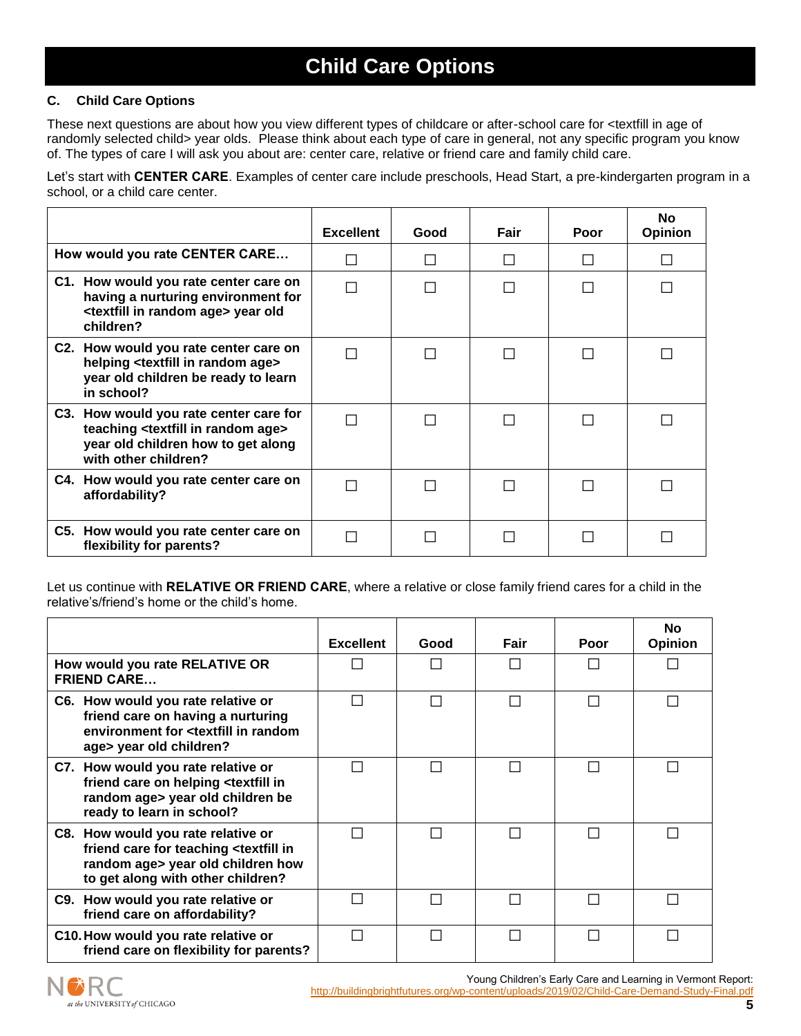# Child Care Options

### C. Child Care Options

These next questions are about how you view different types of childcare or after-school care for <textfill in age of randomly selected child> year olds. Please think about each type of care in general, not any specific program you know of. The types of care I will ask you about are: center care, relative or friend care and family child care.

Let's start with **CENTER CARE**. Examples of center care include preschools, Head Start, a pre-kindergarten program in a school, or a child care center.

| | Excellent | Good | Fair | Poor | No Opinion |
|---|---|---|---|---|---|
| **How would you rate CENTER CARE…** | ☐ | ☐ | ☐ | ☐ | ☐ |
| **C1. How would you rate center care on having a nurturing environment for <textfill in random age> year old children?** | ☐ | ☐ | ☐ | ☐ | ☐ |
| **C2. How would you rate center care on helping <textfill in random age> year old children be ready to learn in school?** | ☐ | ☐ | ☐ | ☐ | ☐ |
| **C3. How would you rate center care for teaching <textfill in random age> year old children how to get along with other children?** | ☐ | ☐ | ☐ | ☐ | ☐ |
| **C4. How would you rate center care on affordability?** | ☐ | ☐ | ☐ | ☐ | ☐ |
| **C5. How would you rate center care on flexibility for parents?** | ☐ | ☐ | ☐ | ☐ | ☐ |

Let us continue with **RELATIVE OR FRIEND CARE**, where a relative or close family friend cares for a child in the relative's/friend's home or the child's home.

| | Excellent | Good | Fair | Poor | No Opinion |
|---|---|---|---|---|---|
| **How would you rate RELATIVE OR FRIEND CARE…** | ☐ | ☐ | ☐ | ☐ | ☐ |
| **C6. How would you rate relative or friend care on having a nurturing environment for <textfill in random age> year old children?** | ☐ | ☐ | ☐ | ☐ | ☐ |
| **C7. How would you rate relative or friend care on helping <textfill in random age> year old children be ready to learn in school?** | ☐ | ☐ | ☐ | ☐ | ☐ |
| **C8. How would you rate relative or friend care for teaching <textfill in random age> year old children how to get along with other children?** | ☐ | ☐ | ☐ | ☐ | ☐ |
| **C9. How would you rate relative or friend care on affordability?** | ☐ | ☐ | ☐ | ☐ | ☐ |
| **C10. How would you rate relative or friend care on flexibility for parents?** | ☐ | ☐ | ☐ | ☐ | ☐ |

Young Children's Early Care and Learning in Vermont Report: http://buildingbrightfutures.org/wp-content/uploads/2019/02/Child-Care-Demand-Study-Final.pdf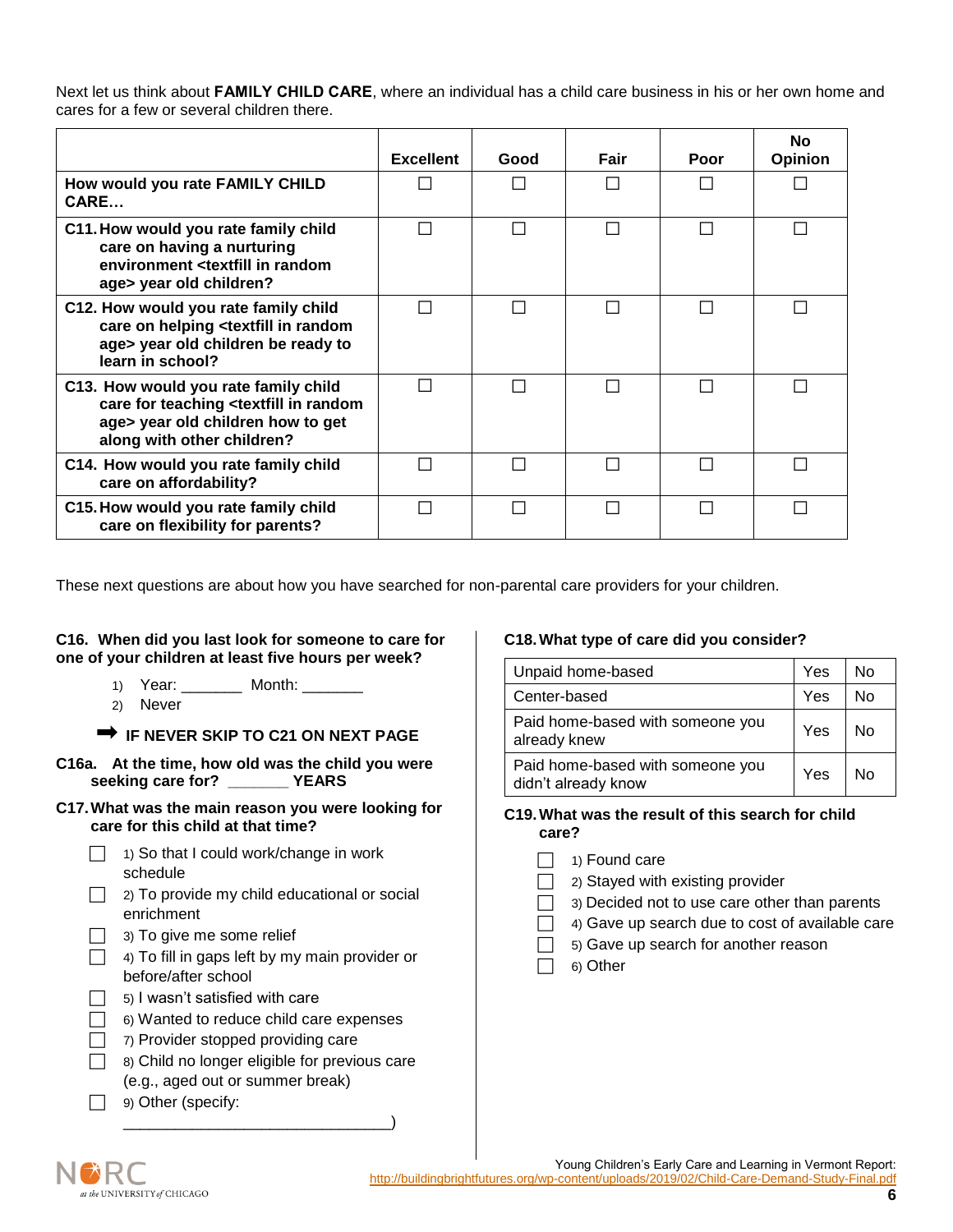Next let us think about **FAMILY CHILD CARE**, where an individual has a child care business in his or her own home and cares for a few or several children there.

| | Excellent | Good | Fair | Poor | No Opinion |
|---|---|---|---|---|---|
| **How would you rate FAMILY CHILD CARE…** | ☐ | ☐ | ☐ | ☐ | ☐ |
| **C11. How would you rate family child care on having a nurturing environment <textfill in random age> year old children?** | ☐ | ☐ | ☐ | ☐ | ☐ |
| **C12. How would you rate family child care on helping <textfill in random age> year old children be ready to learn in school?** | ☐ | ☐ | ☐ | ☐ | ☐ |
| **C13. How would you rate family child care for teaching <textfill in random age> year old children how to get along with other children?** | ☐ | ☐ | ☐ | ☐ | ☐ |
| **C14. How would you rate family child care on affordability?** | ☐ | ☐ | ☐ | ☐ | ☐ |
| **C15. How would you rate family child care on flexibility for parents?** | ☐ | ☐ | ☐ | ☐ | ☐ |

These next questions are about how you have searched for non-parental care providers for your children.

**C16. When did you last look for someone to care for one of your children at least five hours per week?**

1) Year: _______ Month: _______
2) Never

➡ **IF NEVER SKIP TO C21 ON NEXT PAGE**

**C16a. At the time, how old was the child you were seeking care for? _______ YEARS**

**C17. What was the main reason you were looking for care for this child at that time?**

- ☐ 1) So that I could work/change in work schedule
- ☐ 2) To provide my child educational or social enrichment
- ☐ 3) To give me some relief
- ☐ 4) To fill in gaps left by my main provider or before/after school
- ☐ 5) I wasn't satisfied with care
- ☐ 6) Wanted to reduce child care expenses
- ☐ 7) Provider stopped providing care
- ☐ 8) Child no longer eligible for previous care (e.g., aged out or summer break)
- ☐ 9) Other (specify: ________________________________)

**C18. What type of care did you consider?**

| | | |
|---|---|---|
| Unpaid home-based | Yes | No |
| Center-based | Yes | No |
| Paid home-based with someone you already knew | Yes | No |
| Paid home-based with someone you didn't already know | Yes | No |

**C19. What was the result of this search for child care?**

- ☐ 1) Found care
- ☐ 2) Stayed with existing provider
- ☐ 3) Decided not to use care other than parents
- ☐ 4) Gave up search due to cost of available care
- ☐ 5) Gave up search for another reason
- ☐ 6) Other

Young Children's Early Care and Learning in Vermont Report: http://buildingbrightfutures.org/wp-content/uploads/2019/02/Child-Care-Demand-Study-Final.pdf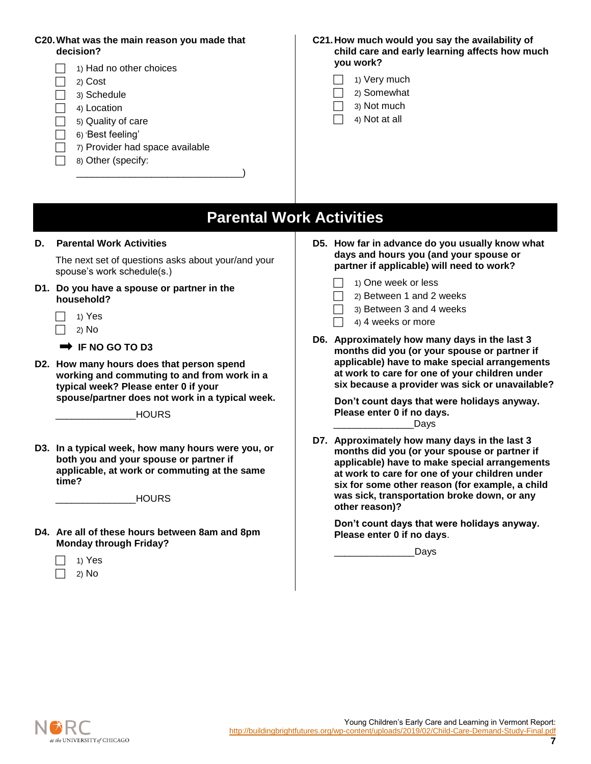**C20. What was the main reason you made that decision?**

- ☐ 1) Had no other choices
- ☐ 2) Cost
- ☐ 3) Schedule
- ☐ 4) Location
- ☐ 5) Quality of care
- ☐ 6) 'Best feeling'
- ☐ 7) Provider had space available
- ☐ 8) Other (specify: ______________________________)

**C21. How much would you say the availability of child care and early learning affects how much you work?**

- ☐ 1) Very much
- ☐ 2) Somewhat
- ☐ 3) Not much
- ☐ 4) Not at all

# Parental Work Activities

## D. Parental Work Activities

The next set of questions asks about your/and your spouse's work schedule(s.)

**D1. Do you have a spouse or partner in the household?**

- ☐ 1) Yes
- ☐ 2) No

➡ **IF NO GO TO D3**

**D2. How many hours does that person spend working and commuting to and from work in a typical week? Please enter 0 if your spouse/partner does not work in a typical week.**

_______________HOURS

**D3. In a typical week, how many hours were you, or both you and your spouse or partner if applicable, at work or commuting at the same time?**

_______________HOURS

**D4. Are all of these hours between 8am and 8pm Monday through Friday?**

- ☐ 1) Yes
- ☐ 2) No

**D5. How far in advance do you usually know what days and hours you (and your spouse or partner if applicable) will need to work?**

- ☐ 1) One week or less
- ☐ 2) Between 1 and 2 weeks
- ☐ 3) Between 3 and 4 weeks
- ☐ 4) 4 weeks or more

**D6. Approximately how many days in the last 3 months did you (or your spouse or partner if applicable) have to make special arrangements at work to care for one of your children under six because a provider was sick or unavailable?**

**Don't count days that were holidays anyway. Please enter 0 if no days.**

_______________Days

**D7. Approximately how many days in the last 3 months did you (or your spouse or partner if applicable) have to make special arrangements at work to care for one of your children under six for some other reason (for example, a child was sick, transportation broke down, or any other reason)?**

**Don't count days that were holidays anyway. Please enter 0 if no days.**

_______________Days

Young Children's Early Care and Learning in Vermont Report: http://buildingbrightfutures.org/wp-content/uploads/2019/02/Child-Care-Demand-Study-Final.pdf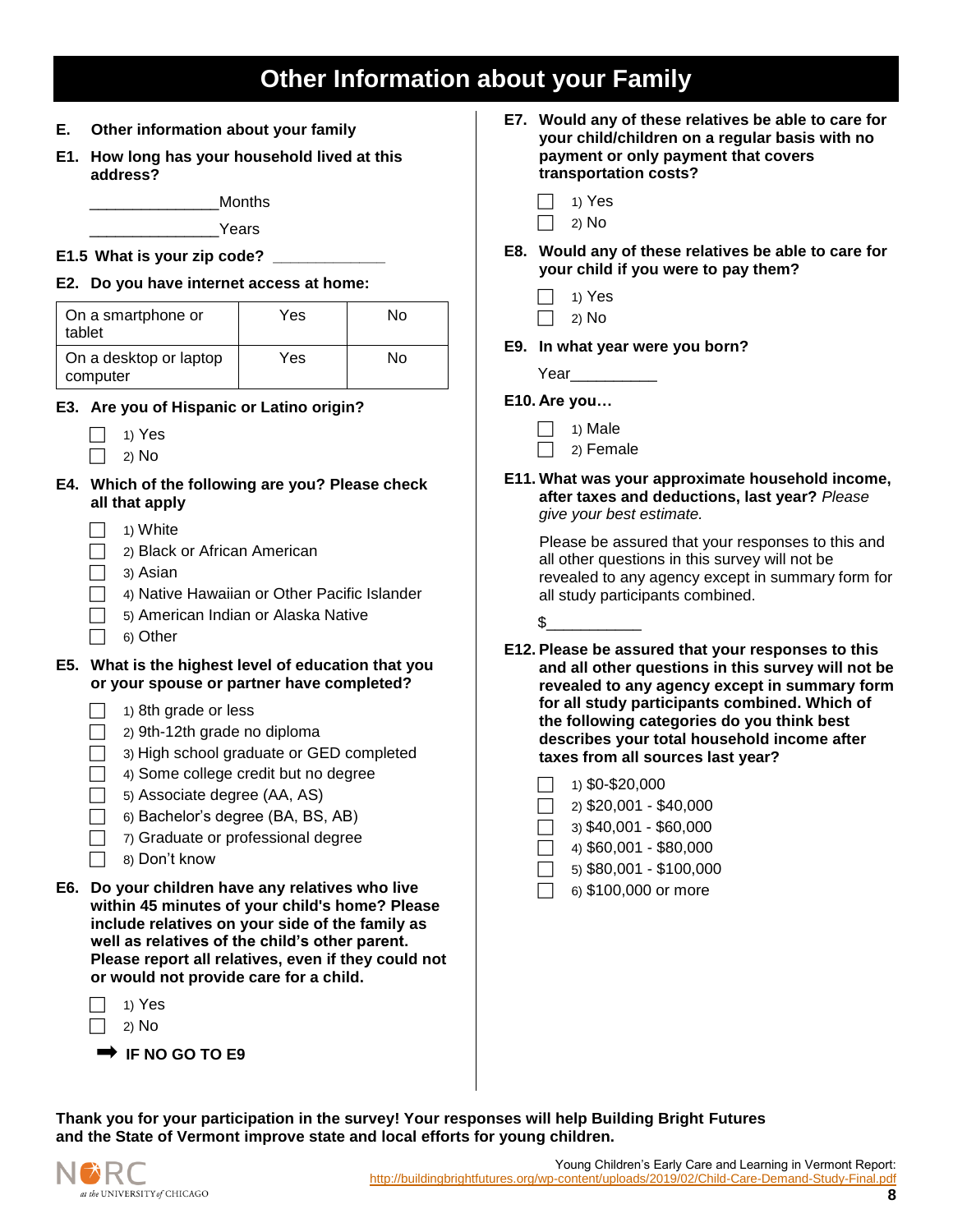# Other Information about your Family

**E. Other information about your family**

**E1. How long has your household lived at this address?**

_______________Months

_______________Years

**E1.5 What is your zip code?** _____________

**E2. Do you have internet access at home:**

| | | |
|---|---|---|
| On a smartphone or tablet | Yes | No |
| On a desktop or laptop computer | Yes | No |

**E3. Are you of Hispanic or Latino origin?**

- ☐ 1) Yes
- ☐ 2) No

**E4. Which of the following are you? Please check all that apply**

- ☐ 1) White
- ☐ 2) Black or African American
- ☐ 3) Asian
- ☐ 4) Native Hawaiian or Other Pacific Islander
- ☐ 5) American Indian or Alaska Native
- ☐ 6) Other

**E5. What is the highest level of education that you or your spouse or partner have completed?**

- ☐ 1) 8th grade or less
- ☐ 2) 9th-12th grade no diploma
- ☐ 3) High school graduate or GED completed
- ☐ 4) Some college credit but no degree
- ☐ 5) Associate degree (AA, AS)
- ☐ 6) Bachelor's degree (BA, BS, AB)
- ☐ 7) Graduate or professional degree
- ☐ 8) Don't know

**E6. Do your children have any relatives who live within 45 minutes of your child's home? Please include relatives on your side of the family as well as relatives of the child's other parent. Please report all relatives, even if they could not or would not provide care for a child.**

- ☐ 1) Yes
- ☐ 2) No

➡ **IF NO GO TO E9**

**E7. Would any of these relatives be able to care for your child/children on a regular basis with no payment or only payment that covers transportation costs?**

- ☐ 1) Yes
- ☐ 2) No

**E8. Would any of these relatives be able to care for your child if you were to pay them?**

- ☐ 1) Yes
- ☐ 2) No

**E9. In what year were you born?**

Year__________

**E10. Are you…**

- ☐ 1) Male
- ☐ 2) Female

**E11. What was your approximate household income, after taxes and deductions, last year?** *Please give your best estimate.*

Please be assured that your responses to this and all other questions in this survey will not be revealed to any agency except in summary form for all study participants combined.

$___________

**E12. Please be assured that your responses to this and all other questions in this survey will not be revealed to any agency except in summary form for all study participants combined. Which of the following categories do you think best describes your total household income after taxes from all sources last year?**

- ☐ 1) $0-$20,000
- ☐ 2) $20,001 - $40,000
- ☐ 3) $40,001 - $60,000
- ☐ 4) $60,001 - $80,000
- ☐ 5) $80,001 - $100,000
- ☐ 6) $100,000 or more

**Thank you for your participation in the survey! Your responses will help Building Bright Futures and the State of Vermont improve state and local efforts for young children.**

NORC at the UNIVERSITY of CHICAGO

Young Children's Early Care and Learning in Vermont Report: http://buildingbrightfutures.org/wp-content/uploads/2019/02/Child-Care-Demand-Study-Final.pdf